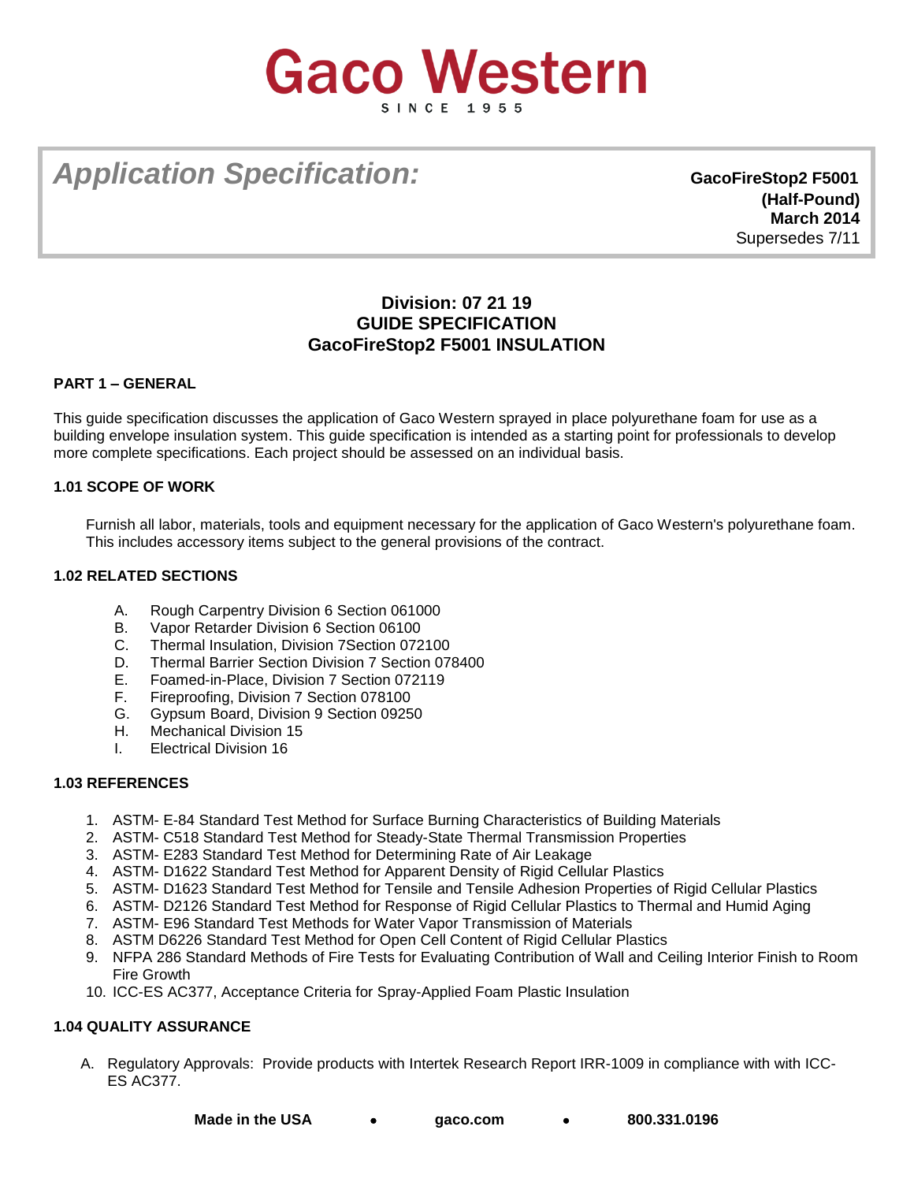# Gaco Western

SINCE 1955

*Application Specification:*

**GacoFireStop2 F5001**
**(Half-Pound)**
**March 2014**
Supersedes 7/11

## Division: 07 21 19
## GUIDE SPECIFICATION
## GacoFireStop2 F5001 INSULATION

### PART 1 – GENERAL

This guide specification discusses the application of Gaco Western sprayed in place polyurethane foam for use as a building envelope insulation system. This guide specification is intended as a starting point for professionals to develop more complete specifications. Each project should be assessed on an individual basis.

### 1.01 SCOPE OF WORK

Furnish all labor, materials, tools and equipment necessary for the application of Gaco Western's polyurethane foam. This includes accessory items subject to the general provisions of the contract.

### 1.02 RELATED SECTIONS

A. Rough Carpentry Division 6 Section 061000
B. Vapor Retarder Division 6 Section 06100
C. Thermal Insulation, Division 7Section 072100
D. Thermal Barrier Section Division 7 Section 078400
E. Foamed-in-Place, Division 7 Section 072119
F. Fireproofing, Division 7 Section 078100
G. Gypsum Board, Division 9 Section 09250
H. Mechanical Division 15
I. Electrical Division 16

### 1.03 REFERENCES

1. ASTM- E-84 Standard Test Method for Surface Burning Characteristics of Building Materials
2. ASTM- C518 Standard Test Method for Steady-State Thermal Transmission Properties
3. ASTM- E283 Standard Test Method for Determining Rate of Air Leakage
4. ASTM- D1622 Standard Test Method for Apparent Density of Rigid Cellular Plastics
5. ASTM- D1623 Standard Test Method for Tensile and Tensile Adhesion Properties of Rigid Cellular Plastics
6. ASTM- D2126 Standard Test Method for Response of Rigid Cellular Plastics to Thermal and Humid Aging
7. ASTM- E96 Standard Test Methods for Water Vapor Transmission of Materials
8. ASTM D6226 Standard Test Method for Open Cell Content of Rigid Cellular Plastics
9. NFPA 286 Standard Methods of Fire Tests for Evaluating Contribution of Wall and Ceiling Interior Finish to Room Fire Growth
10. ICC-ES AC377, Acceptance Criteria for Spray-Applied Foam Plastic Insulation

### 1.04 QUALITY ASSURANCE

A. Regulatory Approvals: Provide products with Intertek Research Report IRR-1009 in compliance with with ICC-ES AC377.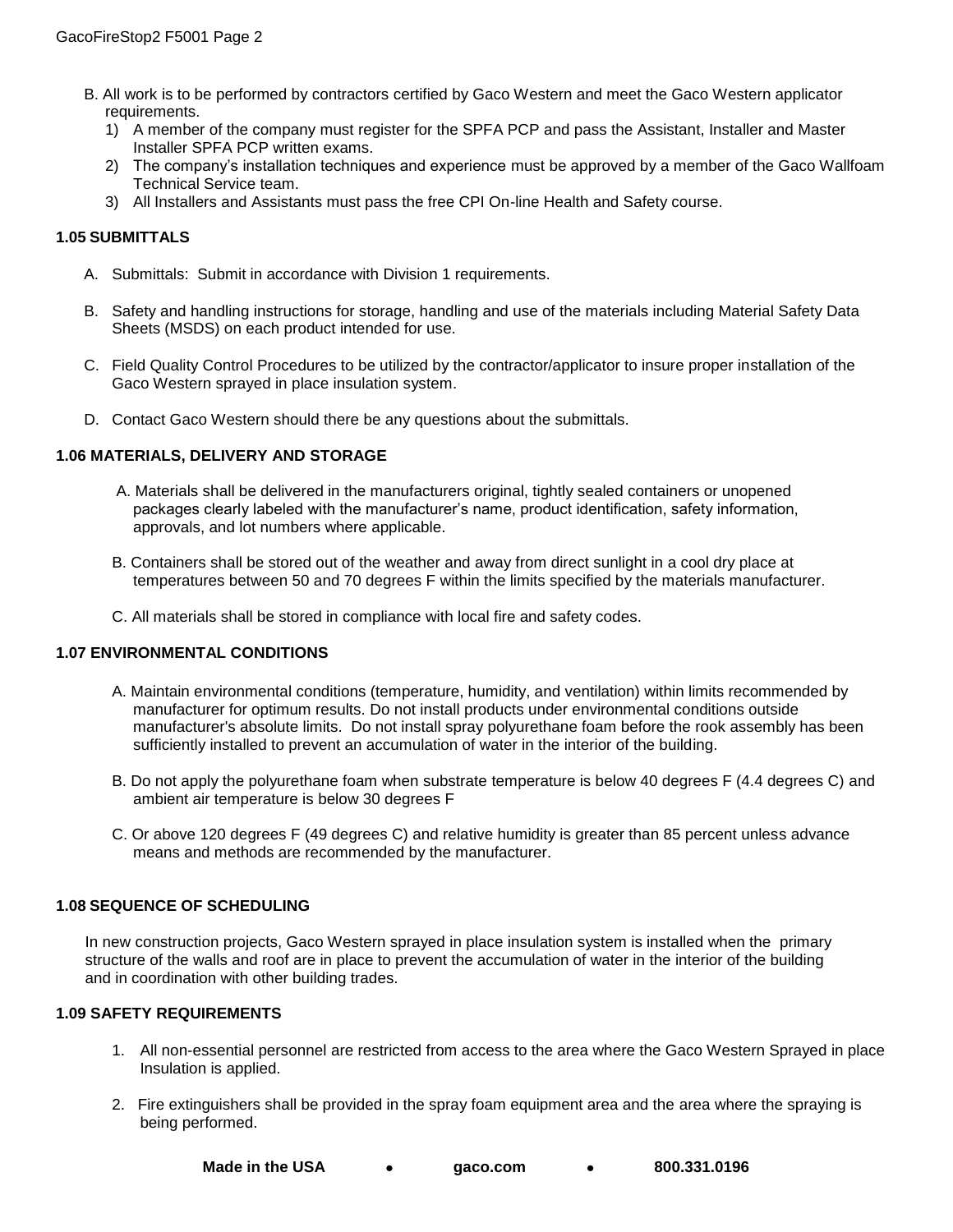B. All work is to be performed by contractors certified by Gaco Western and meet the Gaco Western applicator requirements.
   1) A member of the company must register for the SPFA PCP and pass the Assistant, Installer and Master Installer SPFA PCP written exams.
   2) The company's installation techniques and experience must be approved by a member of the Gaco Wallfoam Technical Service team.
   3) All Installers and Assistants must pass the free CPI On-line Health and Safety course.

### 1.05 SUBMITTALS

A. Submittals: Submit in accordance with Division 1 requirements.

B. Safety and handling instructions for storage, handling and use of the materials including Material Safety Data Sheets (MSDS) on each product intended for use.

C. Field Quality Control Procedures to be utilized by the contractor/applicator to insure proper installation of the Gaco Western sprayed in place insulation system.

D. Contact Gaco Western should there be any questions about the submittals.

### 1.06 MATERIALS, DELIVERY AND STORAGE

A. Materials shall be delivered in the manufacturers original, tightly sealed containers or unopened packages clearly labeled with the manufacturer's name, product identification, safety information, approvals, and lot numbers where applicable.

B. Containers shall be stored out of the weather and away from direct sunlight in a cool dry place at temperatures between 50 and 70 degrees F within the limits specified by the materials manufacturer.

C. All materials shall be stored in compliance with local fire and safety codes.

### 1.07 ENVIRONMENTAL CONDITIONS

A. Maintain environmental conditions (temperature, humidity, and ventilation) within limits recommended by manufacturer for optimum results. Do not install products under environmental conditions outside manufacturer's absolute limits. Do not install spray polyurethane foam before the rook assembly has been sufficiently installed to prevent an accumulation of water in the interior of the building.

B. Do not apply the polyurethane foam when substrate temperature is below 40 degrees F (4.4 degrees C) and ambient air temperature is below 30 degrees F

C. Or above 120 degrees F (49 degrees C) and relative humidity is greater than 85 percent unless advance means and methods are recommended by the manufacturer.

### 1.08 SEQUENCE OF SCHEDULING

In new construction projects, Gaco Western sprayed in place insulation system is installed when the primary structure of the walls and roof are in place to prevent the accumulation of water in the interior of the building and in coordination with other building trades.

### 1.09 SAFETY REQUIREMENTS

1. All non-essential personnel are restricted from access to the area where the Gaco Western Sprayed in place Insulation is applied.

2. Fire extinguishers shall be provided in the spray foam equipment area and the area where the spraying is being performed.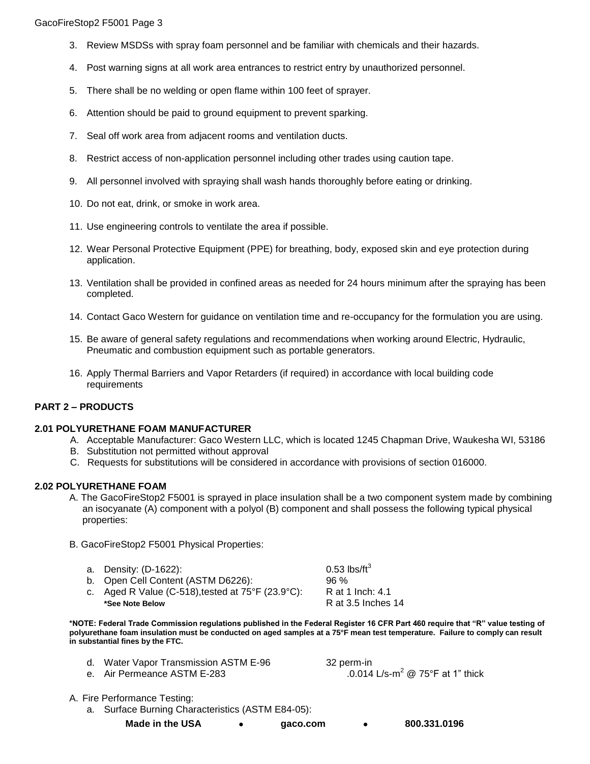3. Review MSDSs with spray foam personnel and be familiar with chemicals and their hazards.

4. Post warning signs at all work area entrances to restrict entry by unauthorized personnel.

5. There shall be no welding or open flame within 100 feet of sprayer.

6. Attention should be paid to ground equipment to prevent sparking.

7. Seal off work area from adjacent rooms and ventilation ducts.

8. Restrict access of non-application personnel including other trades using caution tape.

9. All personnel involved with spraying shall wash hands thoroughly before eating or drinking.

10. Do not eat, drink, or smoke in work area.

11. Use engineering controls to ventilate the area if possible.

12. Wear Personal Protective Equipment (PPE) for breathing, body, exposed skin and eye protection during application.

13. Ventilation shall be provided in confined areas as needed for 24 hours minimum after the spraying has been completed.

14. Contact Gaco Western for guidance on ventilation time and re-occupancy for the formulation you are using.

15. Be aware of general safety regulations and recommendations when working around Electric, Hydraulic, Pneumatic and combustion equipment such as portable generators.

16. Apply Thermal Barriers and Vapor Retarders (if required) in accordance with local building code requirements

## PART 2 – PRODUCTS

### 2.01 POLYURETHANE FOAM MANUFACTURER

A. Acceptable Manufacturer: Gaco Western LLC, which is located 1245 Chapman Drive, Waukesha WI, 53186
B. Substitution not permitted without approval
C. Requests for substitutions will be considered in accordance with provisions of section 016000.

### 2.02 POLYURETHANE FOAM

A. The GacoFireStop2 F5001 is sprayed in place insulation shall be a two component system made by combining an isocyanate (A) component with a polyol (B) component and shall possess the following typical physical properties:

B. GacoFireStop2 F5001 Physical Properties:

| | |
|---|---|
| a. Density: (D-1622): | 0.53 lbs/ft$^3$ |
| b. Open Cell Content (ASTM D6226): | 96 % |
| c. Aged R Value (C-518),tested at 75°F (23.9°C): | R at 1 Inch: 4.1 |
| **\*See Note Below** | R at 3.5 Inches 14 |

**\*NOTE: Federal Trade Commission regulations published in the Federal Register 16 CFR Part 460 require that "R" value testing of polyurethane foam insulation must be conducted on aged samples at a 75°F mean test temperature. Failure to comply can result in substantial fines by the FTC.**

| | |
|---|---|
| d. Water Vapor Transmission ASTM E-96 | 32 perm-in |
| e. Air Permeance ASTM E-283 | .0.014 L/s-m$^2$ @ 75°F at 1" thick |

A. Fire Performance Testing:
   a. Surface Burning Characteristics (ASTM E84-05):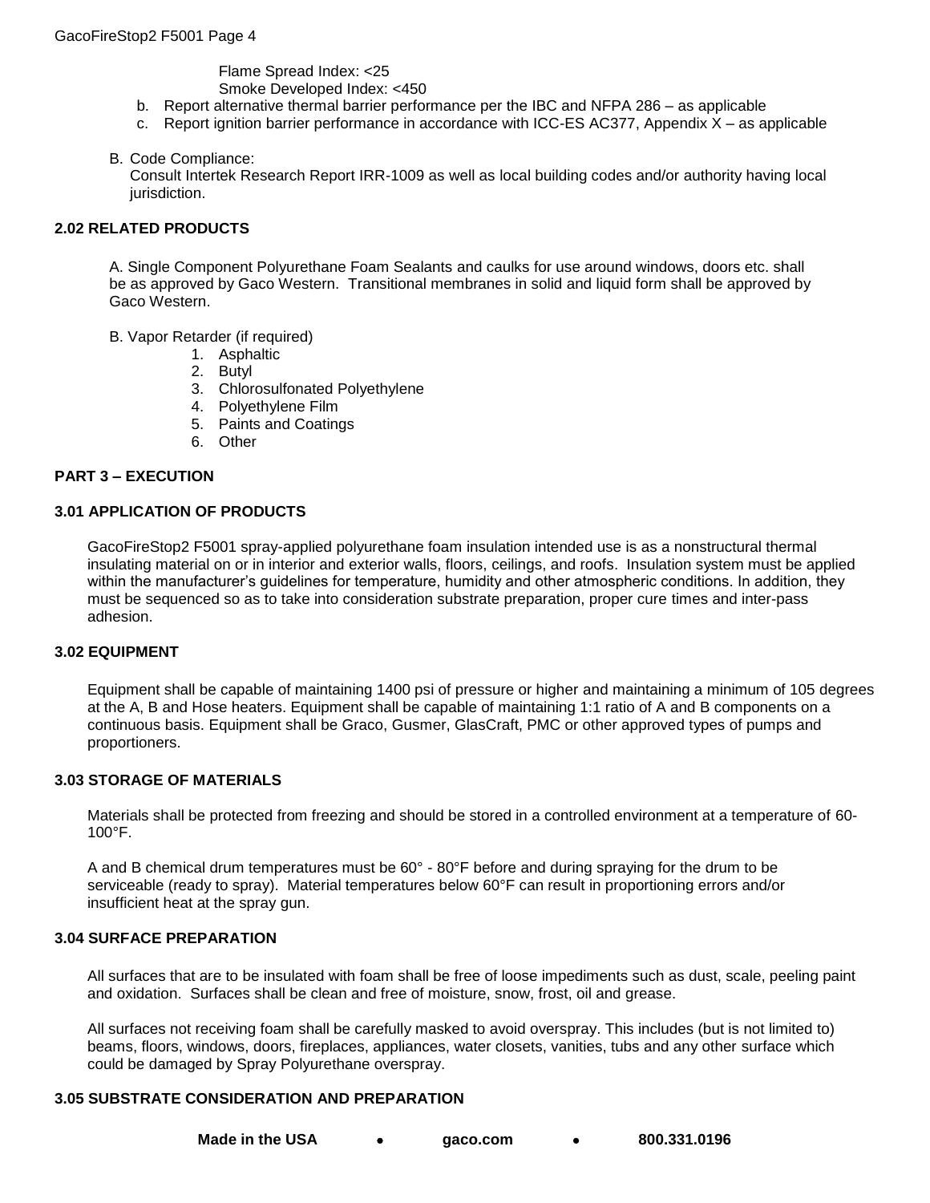Flame Spread Index: <25
Smoke Developed Index: <450

b. Report alternative thermal barrier performance per the IBC and NFPA 286 – as applicable
c. Report ignition barrier performance in accordance with ICC-ES AC377, Appendix X – as applicable

B. Code Compliance:
Consult Intertek Research Report IRR-1009 as well as local building codes and/or authority having local jurisdiction.

### 2.02 RELATED PRODUCTS

A. Single Component Polyurethane Foam Sealants and caulks for use around windows, doors etc. shall be as approved by Gaco Western. Transitional membranes in solid and liquid form shall be approved by Gaco Western.

B. Vapor Retarder (if required)

1. Asphaltic
2. Butyl
3. Chlorosulfonated Polyethylene
4. Polyethylene Film
5. Paints and Coatings
6. Other

## PART 3 – EXECUTION

### 3.01 APPLICATION OF PRODUCTS

GacoFireStop2 F5001 spray-applied polyurethane foam insulation intended use is as a nonstructural thermal insulating material on or in interior and exterior walls, floors, ceilings, and roofs. Insulation system must be applied within the manufacturer's guidelines for temperature, humidity and other atmospheric conditions. In addition, they must be sequenced so as to take into consideration substrate preparation, proper cure times and inter-pass adhesion.

### 3.02 EQUIPMENT

Equipment shall be capable of maintaining 1400 psi of pressure or higher and maintaining a minimum of 105 degrees at the A, B and Hose heaters. Equipment shall be capable of maintaining 1:1 ratio of A and B components on a continuous basis. Equipment shall be Graco, Gusmer, GlasCraft, PMC or other approved types of pumps and proportioners.

### 3.03 STORAGE OF MATERIALS

Materials shall be protected from freezing and should be stored in a controlled environment at a temperature of 60-100°F.

A and B chemical drum temperatures must be 60° - 80°F before and during spraying for the drum to be serviceable (ready to spray). Material temperatures below 60°F can result in proportioning errors and/or insufficient heat at the spray gun.

### 3.04 SURFACE PREPARATION

All surfaces that are to be insulated with foam shall be free of loose impediments such as dust, scale, peeling paint and oxidation. Surfaces shall be clean and free of moisture, snow, frost, oil and grease.

All surfaces not receiving foam shall be carefully masked to avoid overspray. This includes (but is not limited to) beams, floors, windows, doors, fireplaces, appliances, water closets, vanities, tubs and any other surface which could be damaged by Spray Polyurethane overspray.

### 3.05 SUBSTRATE CONSIDERATION AND PREPARATION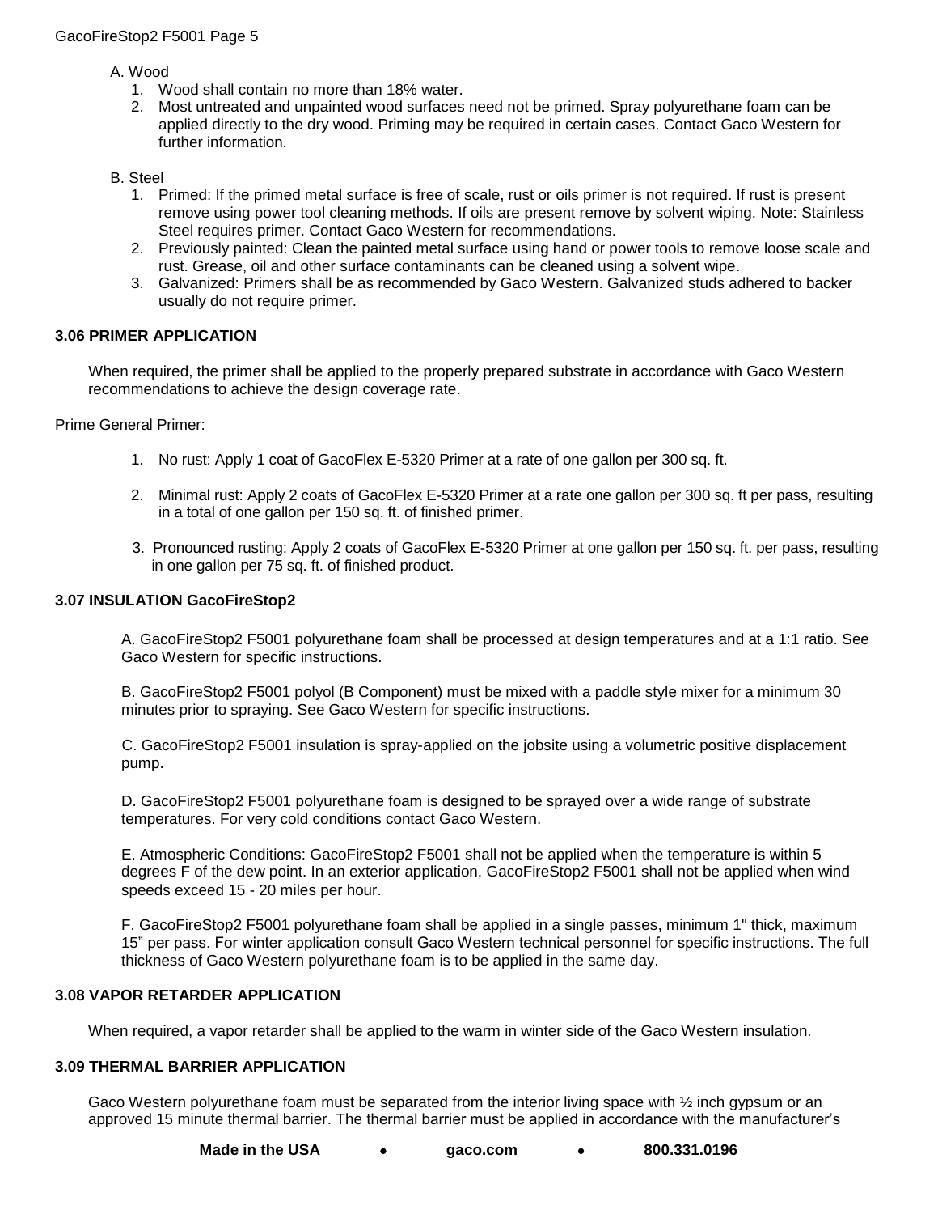A. Wood

1. Wood shall contain no more than 18% water.
2. Most untreated and unpainted wood surfaces need not be primed. Spray polyurethane foam can be applied directly to the dry wood. Priming may be required in certain cases. Contact Gaco Western for further information.

B. Steel

1. Primed: If the primed metal surface is free of scale, rust or oils primer is not required. If rust is present remove using power tool cleaning methods. If oils are present remove by solvent wiping. Note: Stainless Steel requires primer. Contact Gaco Western for recommendations.
2. Previously painted: Clean the painted metal surface using hand or power tools to remove loose scale and rust. Grease, oil and other surface contaminants can be cleaned using a solvent wipe.
3. Galvanized: Primers shall be as recommended by Gaco Western. Galvanized studs adhered to backer usually do not require primer.

### 3.06 PRIMER APPLICATION

When required, the primer shall be applied to the properly prepared substrate in accordance with Gaco Western recommendations to achieve the design coverage rate.

Prime General Primer:

1. No rust: Apply 1 coat of GacoFlex E-5320 Primer at a rate of one gallon per 300 sq. ft.

2. Minimal rust: Apply 2 coats of GacoFlex E-5320 Primer at a rate one gallon per 300 sq. ft per pass, resulting in a total of one gallon per 150 sq. ft. of finished primer.

3. Pronounced rusting: Apply 2 coats of GacoFlex E-5320 Primer at one gallon per 150 sq. ft. per pass, resulting in one gallon per 75 sq. ft. of finished product.

### 3.07 INSULATION GacoFireStop2

A. GacoFireStop2 F5001 polyurethane foam shall be processed at design temperatures and at a 1:1 ratio. See Gaco Western for specific instructions.

B. GacoFireStop2 F5001 polyol (B Component) must be mixed with a paddle style mixer for a minimum 30 minutes prior to spraying. See Gaco Western for specific instructions.

C. GacoFireStop2 F5001 insulation is spray-applied on the jobsite using a volumetric positive displacement pump.

D. GacoFireStop2 F5001 polyurethane foam is designed to be sprayed over a wide range of substrate temperatures. For very cold conditions contact Gaco Western.

E. Atmospheric Conditions: GacoFireStop2 F5001 shall not be applied when the temperature is within 5 degrees F of the dew point. In an exterior application, GacoFireStop2 F5001 shall not be applied when wind speeds exceed 15 - 20 miles per hour.

F. GacoFireStop2 F5001 polyurethane foam shall be applied in a single passes, minimum 1" thick, maximum 15" per pass. For winter application consult Gaco Western technical personnel for specific instructions. The full thickness of Gaco Western polyurethane foam is to be applied in the same day.

### 3.08 VAPOR RETARDER APPLICATION

When required, a vapor retarder shall be applied to the warm in winter side of the Gaco Western insulation.

### 3.09 THERMAL BARRIER APPLICATION

Gaco Western polyurethane foam must be separated from the interior living space with ½ inch gypsum or an approved 15 minute thermal barrier. The thermal barrier must be applied in accordance with the manufacturer's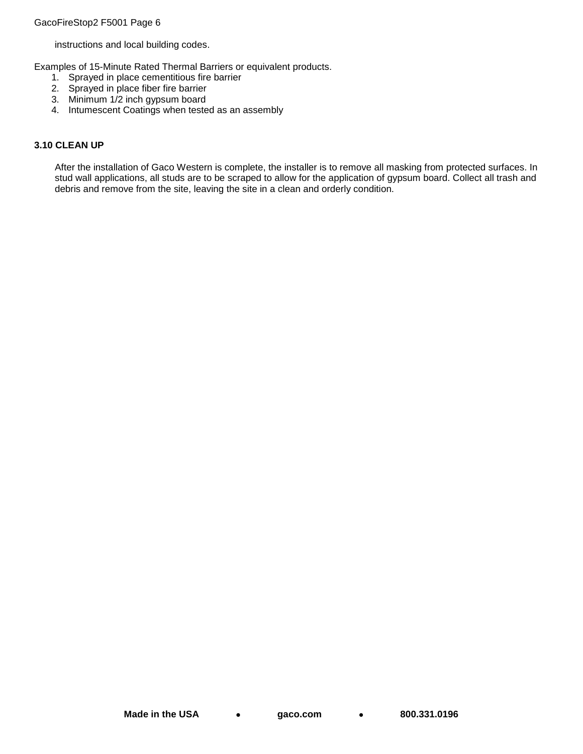instructions and local building codes.

Examples of 15-Minute Rated Thermal Barriers or equivalent products.

1. Sprayed in place cementitious fire barrier
2. Sprayed in place fiber fire barrier
3. Minimum 1/2 inch gypsum board
4. Intumescent Coatings when tested as an assembly

**3.10 CLEAN UP**

After the installation of Gaco Western is complete, the installer is to remove all masking from protected surfaces. In stud wall applications, all studs are to be scraped to allow for the application of gypsum board. Collect all trash and debris and remove from the site, leaving the site in a clean and orderly condition.